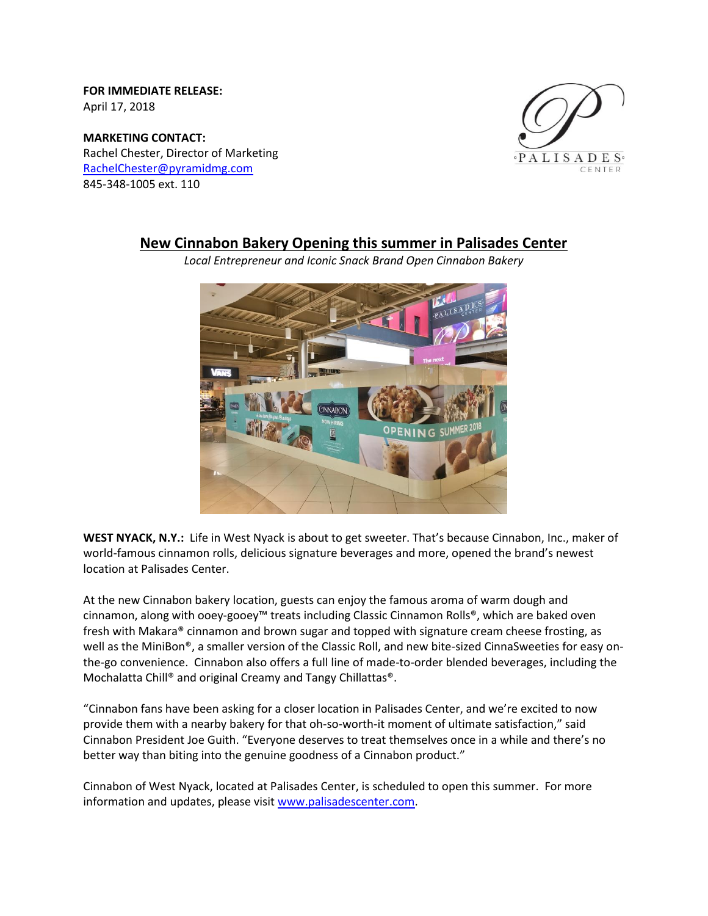**FOR IMMEDIATE RELEASE:**
April 17, 2018

**MARKETING CONTACT:**
Rachel Chester, Director of Marketing
RachelChester@pyramidmg.com
845-348-1005 ext. 110

## New Cinnabon Bakery Opening this summer in Palisades Center

*Local Entrepreneur and Iconic Snack Brand Open Cinnabon Bakery*

**WEST NYACK, N.Y.:** Life in West Nyack is about to get sweeter. That's because Cinnabon, Inc., maker of world-famous cinnamon rolls, delicious signature beverages and more, opened the brand's newest location at Palisades Center.

At the new Cinnabon bakery location, guests can enjoy the famous aroma of warm dough and cinnamon, along with ooey-gooey™ treats including Classic Cinnamon Rolls®, which are baked oven fresh with Makara® cinnamon and brown sugar and topped with signature cream cheese frosting, as well as the MiniBon®, a smaller version of the Classic Roll, and new bite-sized CinnaSweeties for easy on-the-go convenience. Cinnabon also offers a full line of made-to-order blended beverages, including the Mochalatta Chill® and original Creamy and Tangy Chillattas®.

"Cinnabon fans have been asking for a closer location in Palisades Center, and we're excited to now provide them with a nearby bakery for that oh-so-worth-it moment of ultimate satisfaction," said Cinnabon President Joe Guith. "Everyone deserves to treat themselves once in a while and there's no better way than biting into the genuine goodness of a Cinnabon product."

Cinnabon of West Nyack, located at Palisades Center, is scheduled to open this summer. For more information and updates, please visit www.palisadescenter.com.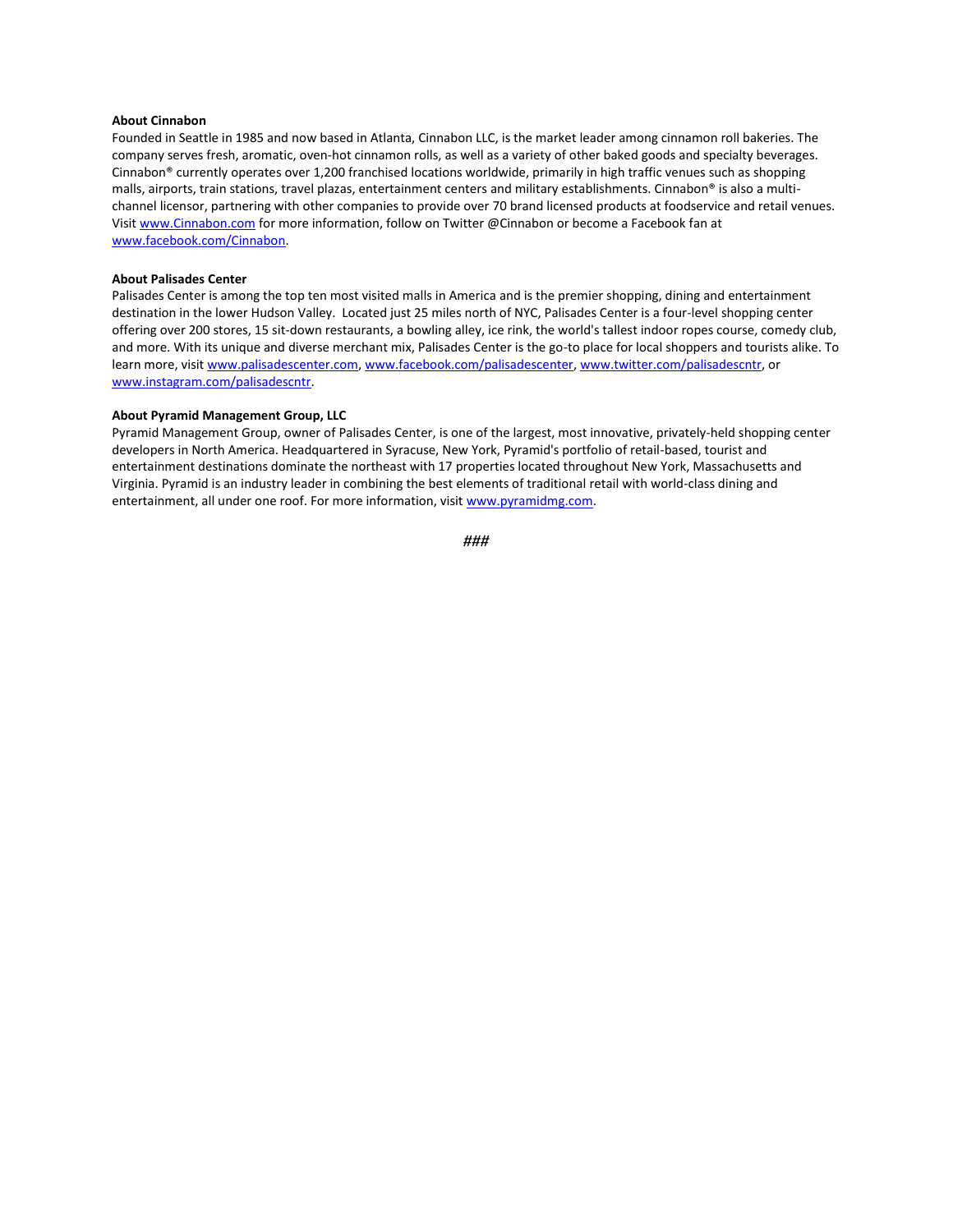**About Cinnabon**

Founded in Seattle in 1985 and now based in Atlanta, Cinnabon LLC, is the market leader among cinnamon roll bakeries. The company serves fresh, aromatic, oven-hot cinnamon rolls, as well as a variety of other baked goods and specialty beverages. Cinnabon® currently operates over 1,200 franchised locations worldwide, primarily in high traffic venues such as shopping malls, airports, train stations, travel plazas, entertainment centers and military establishments. Cinnabon® is also a multi-channel licensor, partnering with other companies to provide over 70 brand licensed products at foodservice and retail venues. Visit www.Cinnabon.com for more information, follow on Twitter @Cinnabon or become a Facebook fan at www.facebook.com/Cinnabon.

**About Palisades Center**

Palisades Center is among the top ten most visited malls in America and is the premier shopping, dining and entertainment destination in the lower Hudson Valley. Located just 25 miles north of NYC, Palisades Center is a four-level shopping center offering over 200 stores, 15 sit-down restaurants, a bowling alley, ice rink, the world's tallest indoor ropes course, comedy club, and more. With its unique and diverse merchant mix, Palisades Center is the go-to place for local shoppers and tourists alike. To learn more, visit www.palisadescenter.com, www.facebook.com/palisadescenter, www.twitter.com/palisadescntr, or www.instagram.com/palisadescntr.

**About Pyramid Management Group, LLC**

Pyramid Management Group, owner of Palisades Center, is one of the largest, most innovative, privately-held shopping center developers in North America. Headquartered in Syracuse, New York, Pyramid's portfolio of retail-based, tourist and entertainment destinations dominate the northeast with 17 properties located throughout New York, Massachusetts and Virginia. Pyramid is an industry leader in combining the best elements of traditional retail with world-class dining and entertainment, all under one roof. For more information, visit www.pyramidmg.com.

###